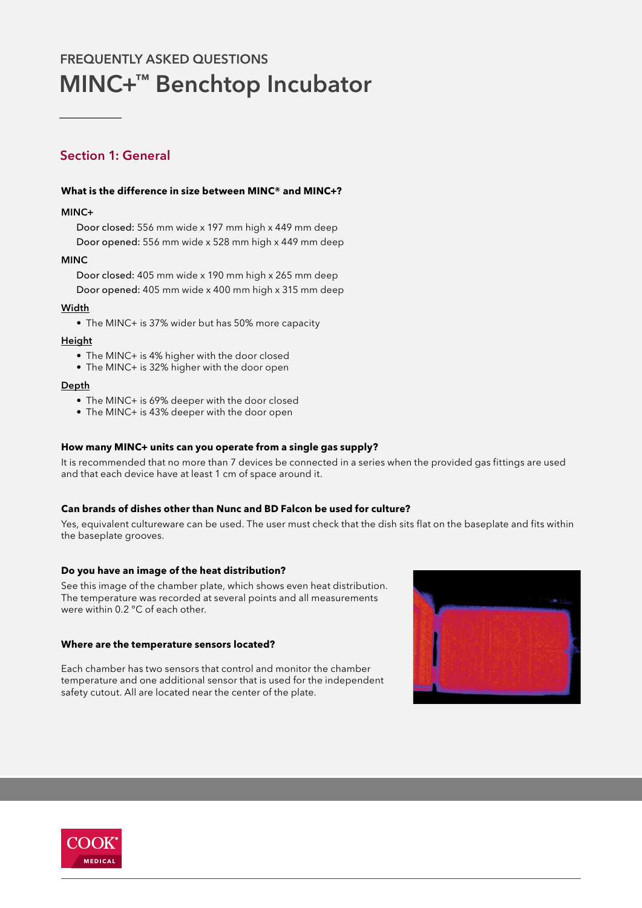FREQUENTLY ASKED QUESTIONS

# MINC+™ Benchtop Incubator

## Section 1: General

**What is the difference in size between MINC® and MINC+?**

**MINC+**

Door closed: 556 mm wide x 197 mm high x 449 mm deep
Door opened: 556 mm wide x 528 mm high x 449 mm deep

**MINC**

Door closed: 405 mm wide x 190 mm high x 265 mm deep
Door opened: 405 mm wide x 400 mm high x 315 mm deep

Width

- The MINC+ is 37% wider but has 50% more capacity

Height

- The MINC+ is 4% higher with the door closed
- The MINC+ is 32% higher with the door open

Depth

- The MINC+ is 69% deeper with the door closed
- The MINC+ is 43% deeper with the door open

**How many MINC+ units can you operate from a single gas supply?**

It is recommended that no more than 7 devices be connected in a series when the provided gas fittings are used and that each device have at least 1 cm of space around it.

**Can brands of dishes other than Nunc and BD Falcon be used for culture?**

Yes, equivalent cultureware can be used. The user must check that the dish sits flat on the baseplate and fits within the baseplate grooves.

**Do you have an image of the heat distribution?**

See this image of the chamber plate, which shows even heat distribution. The temperature was recorded at several points and all measurements were within 0.2 °C of each other.

**Where are the temperature sensors located?**

Each chamber has two sensors that control and monitor the chamber temperature and one additional sensor that is used for the independent safety cutout. All are located near the center of the plate.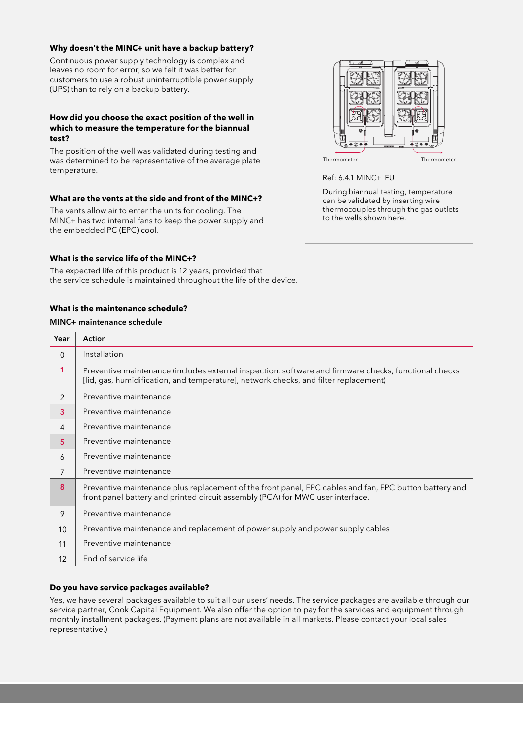### Why doesn't the MINC+ unit have a backup battery?

Continuous power supply technology is complex and leaves no room for error, so we felt it was better for customers to use a robust uninterruptible power supply (UPS) than to rely on a backup battery.

### How did you choose the exact position of the well in which to measure the temperature for the biannual test?

The position of the well was validated during testing and was determined to be representative of the average plate temperature.

### What are the vents at the side and front of the MINC+?

The vents allow air to enter the units for cooling. The MINC+ has two internal fans to keep the power supply and the embedded PC (EPC) cool.

Thermometer Thermometer

Ref: 6.4.1 MINC+ IFU

During biannual testing, temperature can be validated by inserting wire thermocouples through the gas outlets to the wells shown here.

### What is the service life of the MINC+?

The expected life of this product is 12 years, provided that the service schedule is maintained throughout the life of the device.

### What is the maintenance schedule?

**MINC+ maintenance schedule**

| Year | Action |
|---|---|
| 0 | Installation |
| 1 | Preventive maintenance (includes external inspection, software and firmware checks, functional checks [lid, gas, humidification, and temperature], network checks, and filter replacement) |
| 2 | Preventive maintenance |
| 3 | Preventive maintenance |
| 4 | Preventive maintenance |
| 5 | Preventive maintenance |
| 6 | Preventive maintenance |
| 7 | Preventive maintenance |
| 8 | Preventive maintenance plus replacement of the front panel, EPC cables and fan, EPC button battery and front panel battery and printed circuit assembly (PCA) for MWC user interface. |
| 9 | Preventive maintenance |
| 10 | Preventive maintenance and replacement of power supply and power supply cables |
| 11 | Preventive maintenance |
| 12 | End of service life |

### Do you have service packages available?

Yes, we have several packages available to suit all our users' needs. The service packages are available through our service partner, Cook Capital Equipment. We also offer the option to pay for the services and equipment through monthly installment packages. (Payment plans are not available in all markets. Please contact your local sales representative.)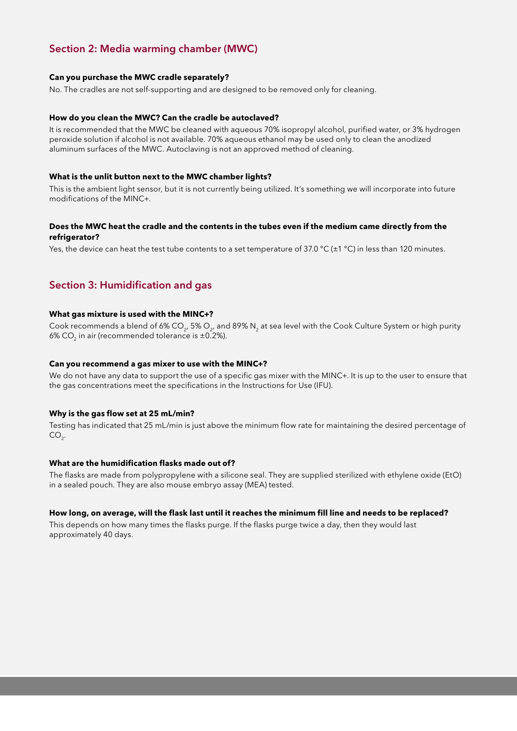## Section 2: Media warming chamber (MWC)

**Can you purchase the MWC cradle separately?**

No. The cradles are not self-supporting and are designed to be removed only for cleaning.

**How do you clean the MWC? Can the cradle be autoclaved?**

It is recommended that the MWC be cleaned with aqueous 70% isopropyl alcohol, purified water, or 3% hydrogen peroxide solution if alcohol is not available. 70% aqueous ethanol may be used only to clean the anodized aluminum surfaces of the MWC. Autoclaving is not an approved method of cleaning.

**What is the unlit button next to the MWC chamber lights?**

This is the ambient light sensor, but it is not currently being utilized. It's something we will incorporate into future modifications of the MINC+.

**Does the MWC heat the cradle and the contents in the tubes even if the medium came directly from the refrigerator?**

Yes, the device can heat the test tube contents to a set temperature of 37.0 °C (±1 °C) in less than 120 minutes.

## Section 3: Humidification and gas

**What gas mixture is used with the MINC+?**

Cook recommends a blend of 6% $CO_2$, 5% $O_2$, and 89% $N_2$ at sea level with the Cook Culture System or high purity 6% $CO_2$ in air (recommended tolerance is ±0.2%).

**Can you recommend a gas mixer to use with the MINC+?**

We do not have any data to support the use of a specific gas mixer with the MINC+. It is up to the user to ensure that the gas concentrations meet the specifications in the Instructions for Use (IFU).

**Why is the gas flow set at 25 mL/min?**

Testing has indicated that 25 mL/min is just above the minimum flow rate for maintaining the desired percentage of $CO_2$.

**What are the humidification flasks made out of?**

The flasks are made from polypropylene with a silicone seal. They are supplied sterilized with ethylene oxide (EtO) in a sealed pouch. They are also mouse embryo assay (MEA) tested.

**How long, on average, will the flask last until it reaches the minimum fill line and needs to be replaced?**

This depends on how many times the flasks purge. If the flasks purge twice a day, then they would last approximately 40 days.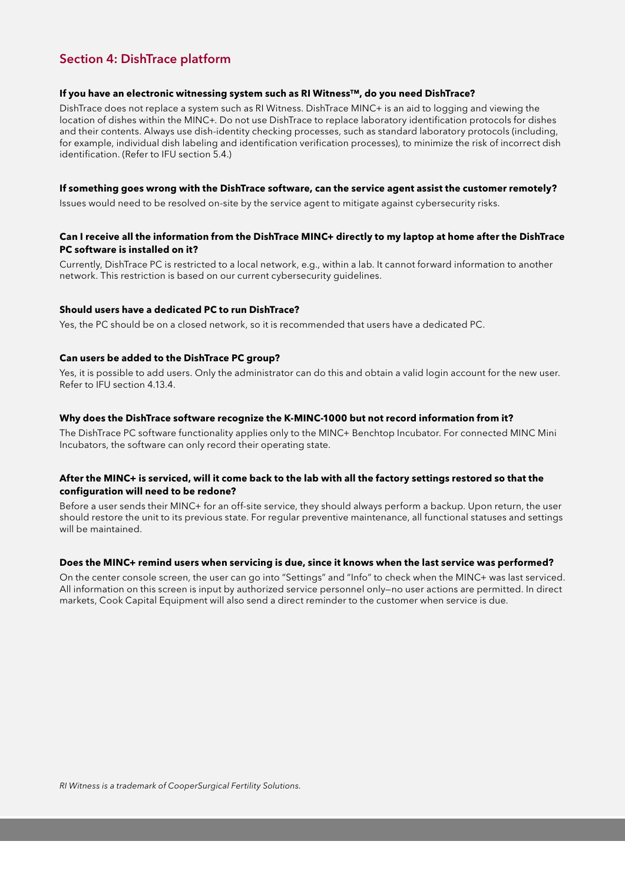## Section 4: DishTrace platform

**If you have an electronic witnessing system such as RI Witness™, do you need DishTrace?**

DishTrace does not replace a system such as RI Witness. DishTrace MINC+ is an aid to logging and viewing the location of dishes within the MINC+. Do not use DishTrace to replace laboratory identification protocols for dishes and their contents. Always use dish-identity checking processes, such as standard laboratory protocols (including, for example, individual dish labeling and identification verification processes), to minimize the risk of incorrect dish identification. (Refer to IFU section 5.4.)

**If something goes wrong with the DishTrace software, can the service agent assist the customer remotely?**

Issues would need to be resolved on-site by the service agent to mitigate against cybersecurity risks.

**Can I receive all the information from the DishTrace MINC+ directly to my laptop at home after the DishTrace PC software is installed on it?**

Currently, DishTrace PC is restricted to a local network, e.g., within a lab. It cannot forward information to another network. This restriction is based on our current cybersecurity guidelines.

**Should users have a dedicated PC to run DishTrace?**

Yes, the PC should be on a closed network, so it is recommended that users have a dedicated PC.

**Can users be added to the DishTrace PC group?**

Yes, it is possible to add users. Only the administrator can do this and obtain a valid login account for the new user. Refer to IFU section 4.13.4.

**Why does the DishTrace software recognize the K-MINC-1000 but not record information from it?**

The DishTrace PC software functionality applies only to the MINC+ Benchtop Incubator. For connected MINC Mini Incubators, the software can only record their operating state.

**After the MINC+ is serviced, will it come back to the lab with all the factory settings restored so that the configuration will need to be redone?**

Before a user sends their MINC+ for an off-site service, they should always perform a backup. Upon return, the user should restore the unit to its previous state. For regular preventive maintenance, all functional statuses and settings will be maintained.

**Does the MINC+ remind users when servicing is due, since it knows when the last service was performed?**

On the center console screen, the user can go into "Settings" and "Info" to check when the MINC+ was last serviced. All information on this screen is input by authorized service personnel only—no user actions are permitted. In direct markets, Cook Capital Equipment will also send a direct reminder to the customer when service is due.

*RI Witness is a trademark of CooperSurgical Fertility Solutions.*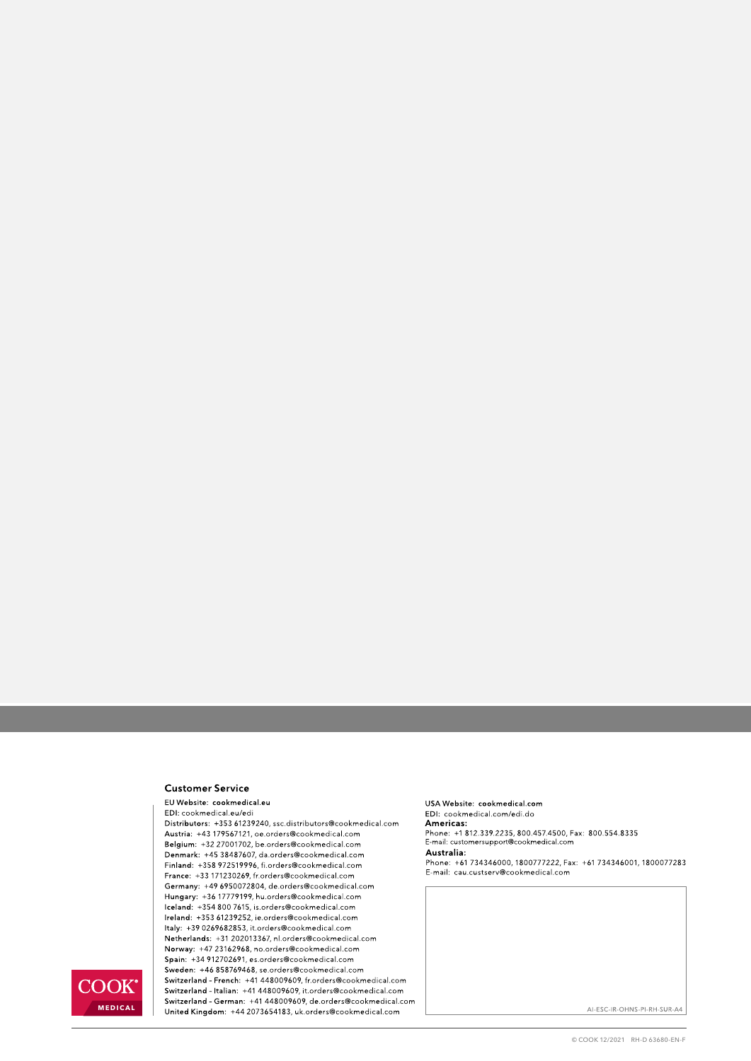## Customer Service

**EU Website: cookmedical.eu**
EDI: cookmedical.eu/edi
**Distributors:** +353 61239240, ssc.distributors@cookmedical.com
**Austria:** +43 179567121, oe.orders@cookmedical.com
**Belgium:** +32 27001702, be.orders@cookmedical.com
**Denmark:** +45 38487607, da.orders@cookmedical.com
**Finland:** +358 972519996, fi.orders@cookmedical.com
**France:** +33 171230269, fr.orders@cookmedical.com
**Germany:** +49 6950072804, de.orders@cookmedical.com
**Hungary:** +36 17779199, hu.orders@cookmedical.com
**Iceland:** +354 800 7615, is.orders@cookmedical.com
**Ireland:** +353 61239252, ie.orders@cookmedical.com
**Italy:** +39 0269682853, it.orders@cookmedical.com
**Netherlands:** +31 202013367, nl.orders@cookmedical.com
**Norway:** +47 23162968, no.orders@cookmedical.com
**Spain:** +34 912702691, es.orders@cookmedical.com
**Sweden:** +46 858769468, se.orders@cookmedical.com
**Switzerland - French:** +41 448009609, fr.orders@cookmedical.com
**Switzerland - Italian:** +41 448009609, it.orders@cookmedical.com
**Switzerland - German:** +41 448009609, de.orders@cookmedical.com
**United Kingdom:** +44 2073654183, uk.orders@cookmedical.com

**USA Website: cookmedical.com**
EDI: cookmedical.com/edi.do

**Americas:**
Phone: +1 812.339.2235, 800.457.4500, Fax: 800.554.8335
E-mail: customersupport@cookmedical.com

**Australia:**
Phone: +61 734346000, 1800777222, Fax: +61 734346001, 1800077283
E-mail: cau.custserv@cookmedical.com

AI-ESC-IR-OHNS-PI-RH-SUR-A4

COOK MEDICAL

© COOK 12/2021 RH-D 63680-EN-F